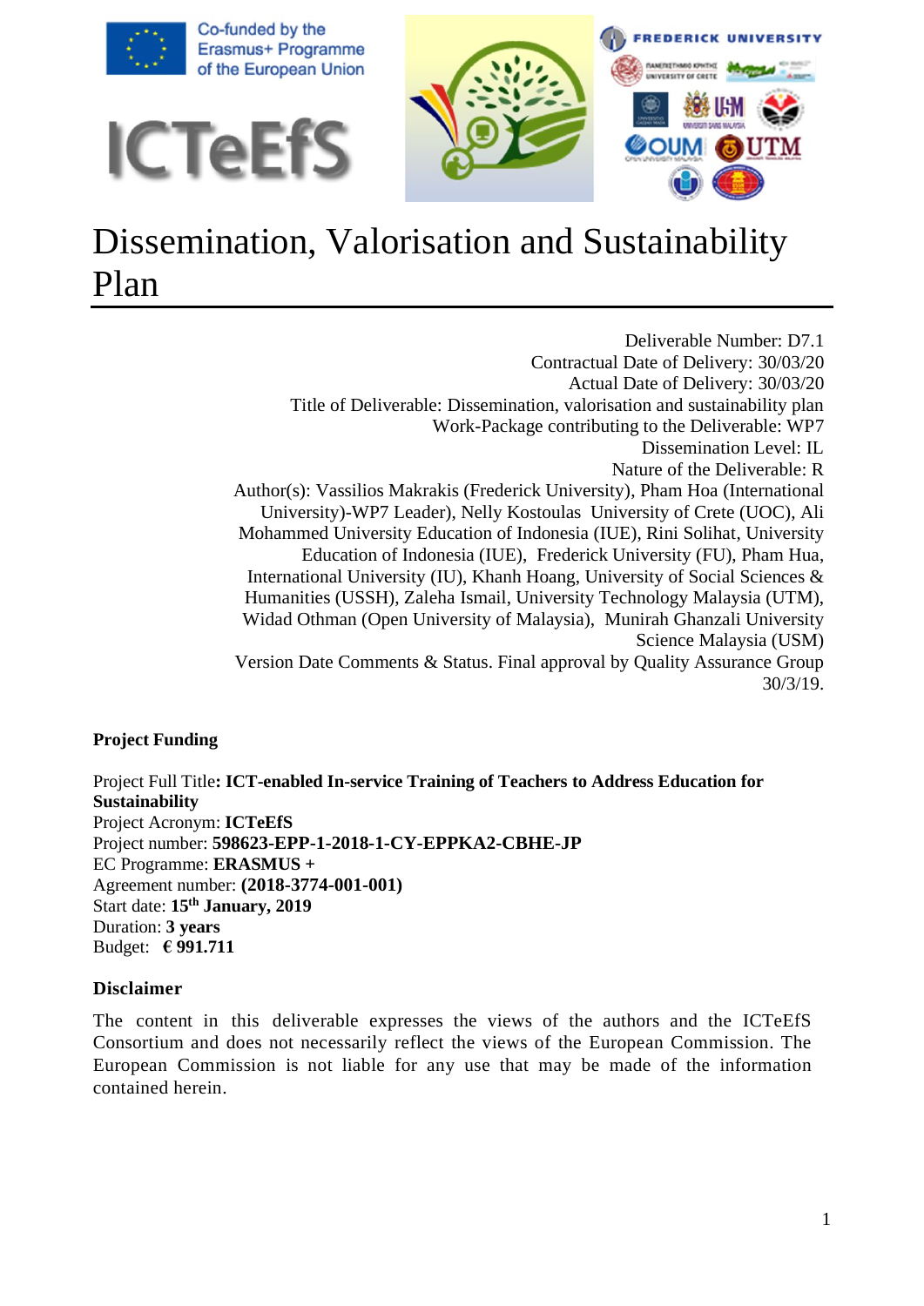Co-funded by the Erasmus+ Programme of the European Union

ICTeEfS

# Dissemination, Valorisation and Sustainability Plan

Deliverable Number: D7.1
Contractual Date of Delivery: 30/03/20
Actual Date of Delivery: 30/03/20
Title of Deliverable: Dissemination, valorisation and sustainability plan
Work-Package contributing to the Deliverable: WP7
Dissemination Level: IL
Nature of the Deliverable: R
Author(s): Vassilios Makrakis (Frederick University), Pham Hoa (International University)-WP7 Leader), Nelly Kostoulas University of Crete (UOC), Ali Mohammed University Education of Indonesia (IUE), Rini Solihat, University Education of Indonesia (IUE), Frederick University (FU), Pham Hua, International University (IU), Khanh Hoang, University of Social Sciences & Humanities (USSH), Zaleha Ismail, University Technology Malaysia (UTM), Widad Othman (Open University of Malaysia), Munirah Ghanzali University Science Malaysia (USM)
Version Date Comments & Status. Final approval by Quality Assurance Group 30/3/19.

**Project Funding**

Project Full Title**: ICT-enabled In-service Training of Teachers to Address Education for Sustainability**
Project Acronym: **ICTeEfS**
Project number: **598623-EPP-1-2018-1-CY-EPPKA2-CBHE-JP**
EC Programme: **ERASMUS +**
Agreement number: **(2018-3774-001-001)**
Start date: **15th January, 2019**
Duration: **3 years**
Budget: **€ 991.711**

**Disclaimer**

The content in this deliverable expresses the views of the authors and the ICTeEfS Consortium and does not necessarily reflect the views of the European Commission. The European Commission is not liable for any use that may be made of the information contained herein.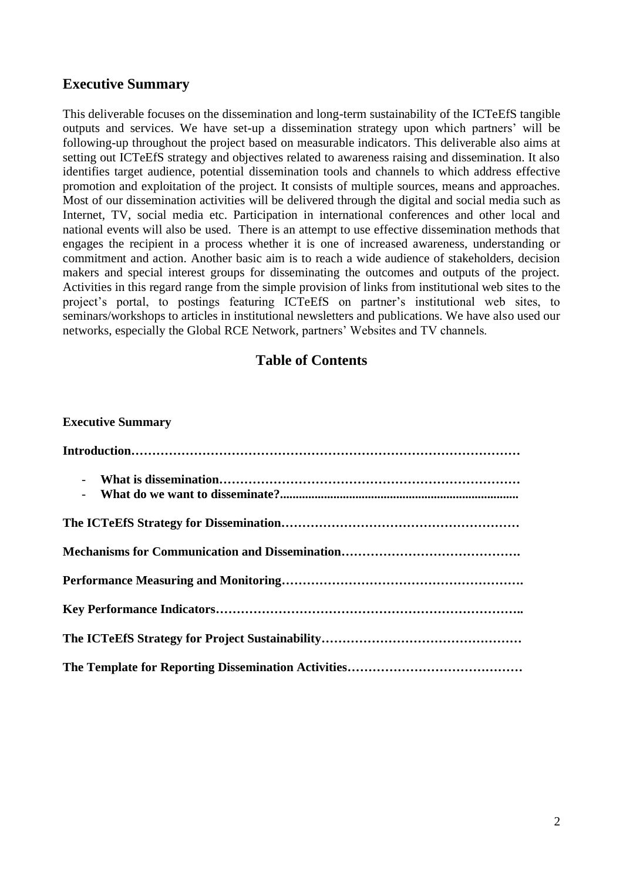## Executive Summary

This deliverable focuses on the dissemination and long-term sustainability of the ICTeEfS tangible outputs and services. We have set-up a dissemination strategy upon which partners' will be following-up throughout the project based on measurable indicators. This deliverable also aims at setting out ICTeEfS strategy and objectives related to awareness raising and dissemination. It also identifies target audience, potential dissemination tools and channels to which address effective promotion and exploitation of the project. It consists of multiple sources, means and approaches. Most of our dissemination activities will be delivered through the digital and social media such as Internet, TV, social media etc. Participation in international conferences and other local and national events will also be used. There is an attempt to use effective dissemination methods that engages the recipient in a process whether it is one of increased awareness, understanding or commitment and action. Another basic aim is to reach a wide audience of stakeholders, decision makers and special interest groups for disseminating the outcomes and outputs of the project. Activities in this regard range from the simple provision of links from institutional web sites to the project's portal, to postings featuring ICTeEfS on partner's institutional web sites, to seminars/workshops to articles in institutional newsletters and publications. We have also used our networks, especially the Global RCE Network, partners' Websites and TV channels.

## Table of Contents

**Executive Summary**

**Introduction………………………………………………………………………………**

- **What is dissemination………………………………………………………………**
- **What do we want to disseminate?..........................................................................**

**The ICTeEfS Strategy for Dissemination…………………………………………………**

**Mechanisms for Communication and Dissemination…………………………………….**

**Performance Measuring and Monitoring………………………………………………….**

**Key Performance Indicators……………………………………………………………..**

**The ICTeEfS Strategy for Project Sustainability…………………………………………**

**The Template for Reporting Dissemination Activities……………………………………**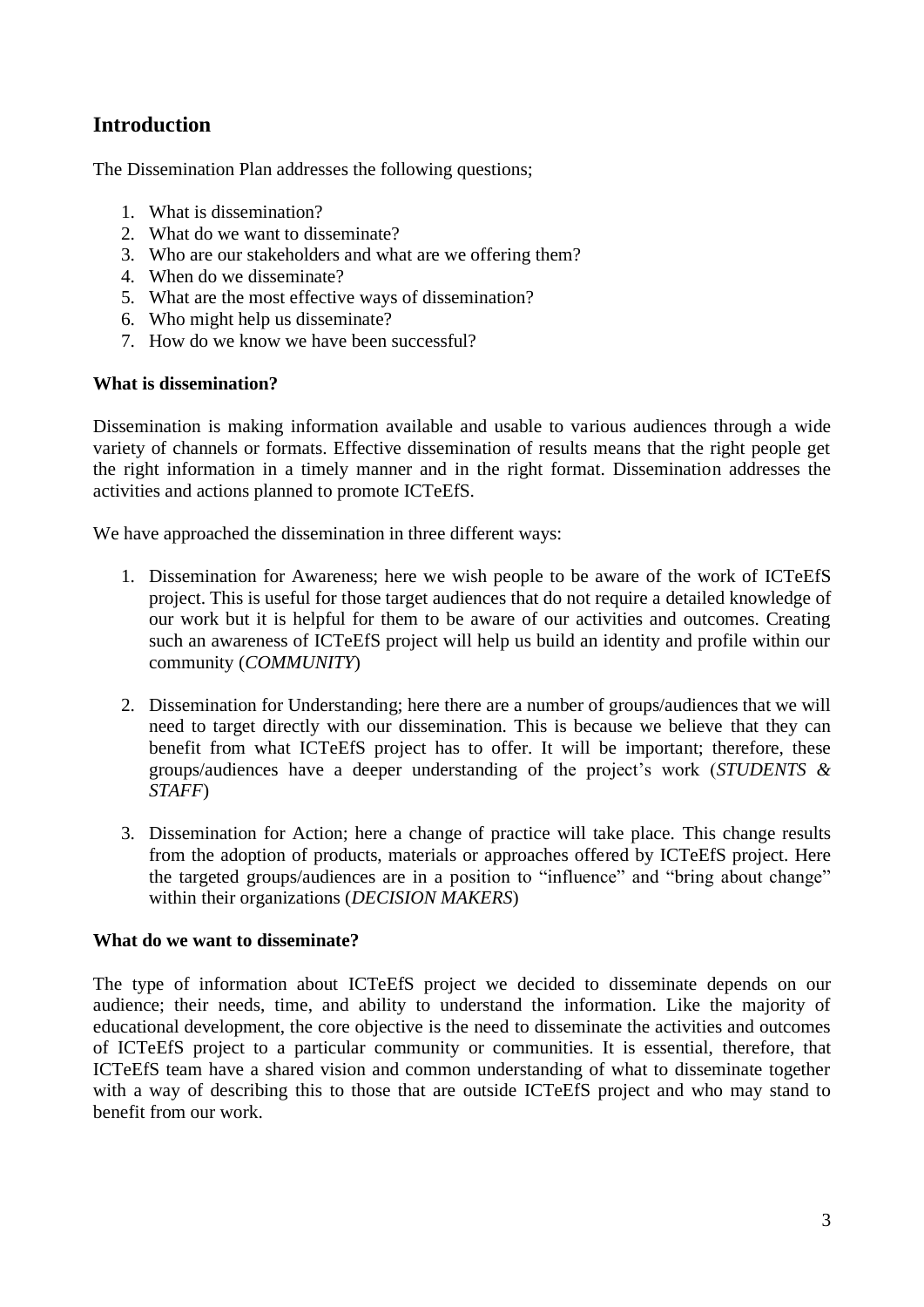## Introduction

The Dissemination Plan addresses the following questions;

1. What is dissemination?
2. What do we want to disseminate?
3. Who are our stakeholders and what are we offering them?
4. When do we disseminate?
5. What are the most effective ways of dissemination?
6. Who might help us disseminate?
7. How do we know we have been successful?

**What is dissemination?**

Dissemination is making information available and usable to various audiences through a wide variety of channels or formats. Effective dissemination of results means that the right people get the right information in a timely manner and in the right format. Dissemination addresses the activities and actions planned to promote ICTeEfS.

We have approached the dissemination in three different ways:

1. Dissemination for Awareness; here we wish people to be aware of the work of ICTeEfS project. This is useful for those target audiences that do not require a detailed knowledge of our work but it is helpful for them to be aware of our activities and outcomes. Creating such an awareness of ICTeEfS project will help us build an identity and profile within our community (*COMMUNITY*)

2. Dissemination for Understanding; here there are a number of groups/audiences that we will need to target directly with our dissemination. This is because we believe that they can benefit from what ICTeEfS project has to offer. It will be important; therefore, these groups/audiences have a deeper understanding of the project's work (*STUDENTS & STAFF*)

3. Dissemination for Action; here a change of practice will take place. This change results from the adoption of products, materials or approaches offered by ICTeEfS project. Here the targeted groups/audiences are in a position to "influence" and "bring about change" within their organizations (*DECISION MAKERS*)

**What do we want to disseminate?**

The type of information about ICTeEfS project we decided to disseminate depends on our audience; their needs, time, and ability to understand the information. Like the majority of educational development, the core objective is the need to disseminate the activities and outcomes of ICTeEfS project to a particular community or communities. It is essential, therefore, that ICTeEfS team have a shared vision and common understanding of what to disseminate together with a way of describing this to those that are outside ICTeEfS project and who may stand to benefit from our work.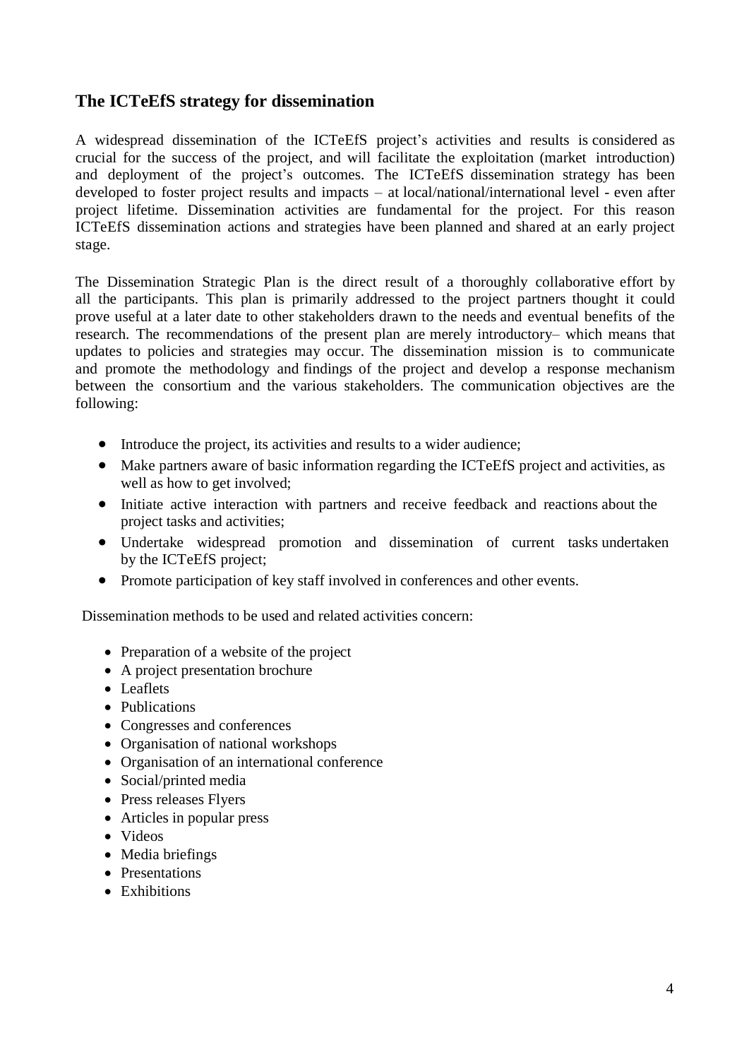## The ICTeEfS strategy for dissemination

A widespread dissemination of the ICTeEfS project's activities and results is considered as crucial for the success of the project, and will facilitate the exploitation (market introduction) and deployment of the project's outcomes. The ICTeEfS dissemination strategy has been developed to foster project results and impacts – at local/national/international level - even after project lifetime. Dissemination activities are fundamental for the project. For this reason ICTeEfS dissemination actions and strategies have been planned and shared at an early project stage.

The Dissemination Strategic Plan is the direct result of a thoroughly collaborative effort by all the participants. This plan is primarily addressed to the project partners thought it could prove useful at a later date to other stakeholders drawn to the needs and eventual benefits of the research. The recommendations of the present plan are merely introductory– which means that updates to policies and strategies may occur. The dissemination mission is to communicate and promote the methodology and findings of the project and develop a response mechanism between the consortium and the various stakeholders. The communication objectives are the following:

- Introduce the project, its activities and results to a wider audience;
- Make partners aware of basic information regarding the ICTeEfS project and activities, as well as how to get involved;
- Initiate active interaction with partners and receive feedback and reactions about the project tasks and activities;
- Undertake widespread promotion and dissemination of current tasks undertaken by the ICTeEfS project;
- Promote participation of key staff involved in conferences and other events.

Dissemination methods to be used and related activities concern:

- Preparation of a website of the project
- A project presentation brochure
- Leaflets
- Publications
- Congresses and conferences
- Organisation of national workshops
- Organisation of an international conference
- Social/printed media
- Press releases Flyers
- Articles in popular press
- Videos
- Media briefings
- Presentations
- Exhibitions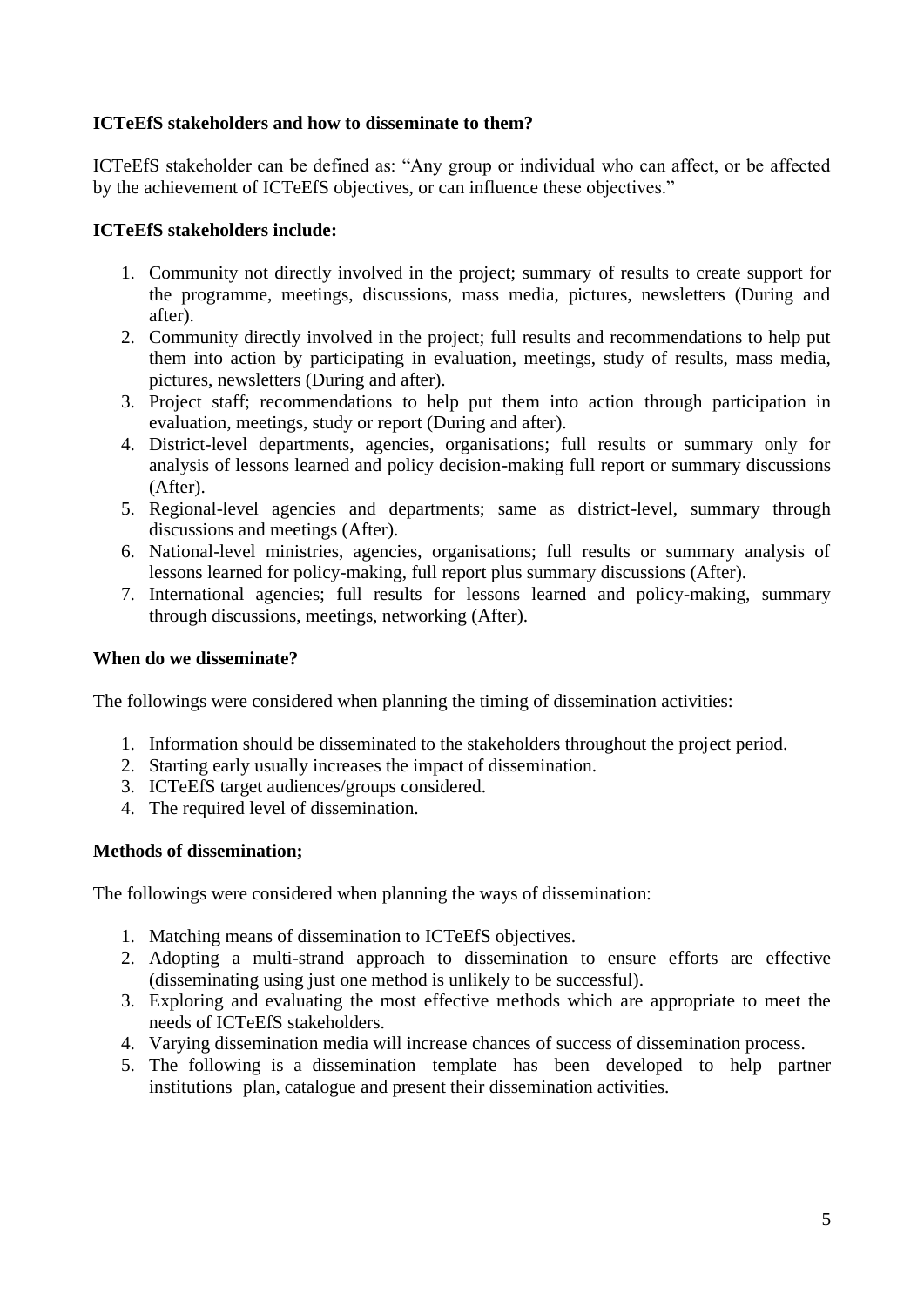**ICTeEfS stakeholders and how to disseminate to them?**

ICTeEfS stakeholder can be defined as: "Any group or individual who can affect, or be affected by the achievement of ICTeEfS objectives, or can influence these objectives."

**ICTeEfS stakeholders include:**

1. Community not directly involved in the project; summary of results to create support for the programme, meetings, discussions, mass media, pictures, newsletters (During and after).
2. Community directly involved in the project; full results and recommendations to help put them into action by participating in evaluation, meetings, study of results, mass media, pictures, newsletters (During and after).
3. Project staff; recommendations to help put them into action through participation in evaluation, meetings, study or report (During and after).
4. District-level departments, agencies, organisations; full results or summary only for analysis of lessons learned and policy decision-making full report or summary discussions (After).
5. Regional-level agencies and departments; same as district-level, summary through discussions and meetings (After).
6. National-level ministries, agencies, organisations; full results or summary analysis of lessons learned for policy-making, full report plus summary discussions (After).
7. International agencies; full results for lessons learned and policy-making, summary through discussions, meetings, networking (After).

**When do we disseminate?**

The followings were considered when planning the timing of dissemination activities:

1. Information should be disseminated to the stakeholders throughout the project period.
2. Starting early usually increases the impact of dissemination.
3. ICTeEfS target audiences/groups considered.
4. The required level of dissemination.

**Methods of dissemination;**

The followings were considered when planning the ways of dissemination:

1. Matching means of dissemination to ICTeEfS objectives.
2. Adopting a multi-strand approach to dissemination to ensure efforts are effective (disseminating using just one method is unlikely to be successful).
3. Exploring and evaluating the most effective methods which are appropriate to meet the needs of ICTeEfS stakeholders.
4. Varying dissemination media will increase chances of success of dissemination process.
5. The following is a dissemination template has been developed to help partner institutions plan, catalogue and present their dissemination activities.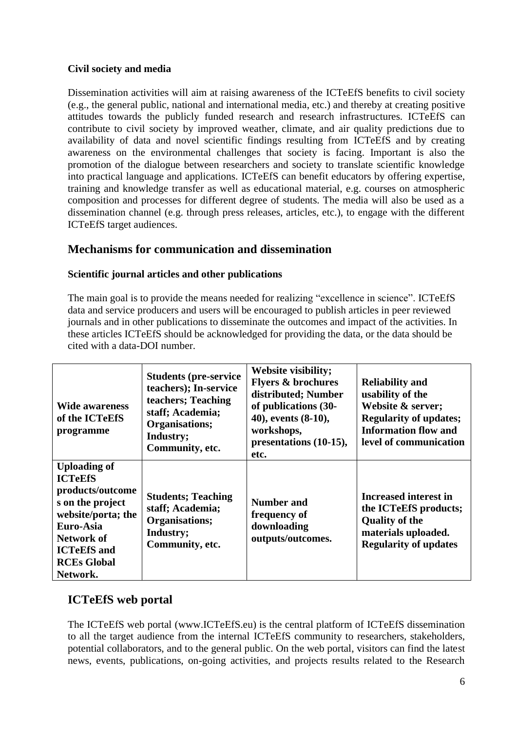**Civil society and media**

Dissemination activities will aim at raising awareness of the ICTeEfS benefits to civil society (e.g., the general public, national and international media, etc.) and thereby at creating positive attitudes towards the publicly funded research and research infrastructures. ICTeEfS can contribute to civil society by improved weather, climate, and air quality predictions due to availability of data and novel scientific findings resulting from ICTeEfS and by creating awareness on the environmental challenges that society is facing. Important is also the promotion of the dialogue between researchers and society to translate scientific knowledge into practical language and applications. ICTeEfS can benefit educators by offering expertise, training and knowledge transfer as well as educational material, e.g. courses on atmospheric composition and processes for different degree of students. The media will also be used as a dissemination channel (e.g. through press releases, articles, etc.), to engage with the different ICTeEfS target audiences.

## Mechanisms for communication and dissemination

**Scientific journal articles and other publications**

The main goal is to provide the means needed for realizing "excellence in science". ICTeEfS data and service producers and users will be encouraged to publish articles in peer reviewed journals and in other publications to disseminate the outcomes and impact of the activities. In these articles ICTeEfS should be acknowledged for providing the data, or the data should be cited with a data-DOI number.

| **Wide awareness of the ICTeEfS programme** | **Students (pre-service teachers); In-service teachers; Teaching staff; Academia; Organisations; Industry; Community, etc.** | **Website visibility; Flyers & brochures distributed; Number of publications (30-40), events (8-10), workshops, presentations (10-15), etc.** | **Reliability and usability of the Website & server; Regularity of updates; Information flow and level of communication** |
|---|---|---|---|
| **Uploading of ICTeEfS products/outcomes on the project website/porta; the Euro-Asia Network of ICTeEfS and RCEs Global Network.** | **Students; Teaching staff; Academia; Organisations; Industry; Community, etc.** | **Number and frequency of downloading outputs/outcomes.** | **Increased interest in the ICTeEfS products; Quality of the materials uploaded. Regularity of updates** |

## ICTeEfS web portal

The ICTeEfS web portal (www.ICTeEfS.eu) is the central platform of ICTeEfS dissemination to all the target audience from the internal ICTeEfS community to researchers, stakeholders, potential collaborators, and to the general public. On the web portal, visitors can find the latest news, events, publications, on-going activities, and projects results related to the Research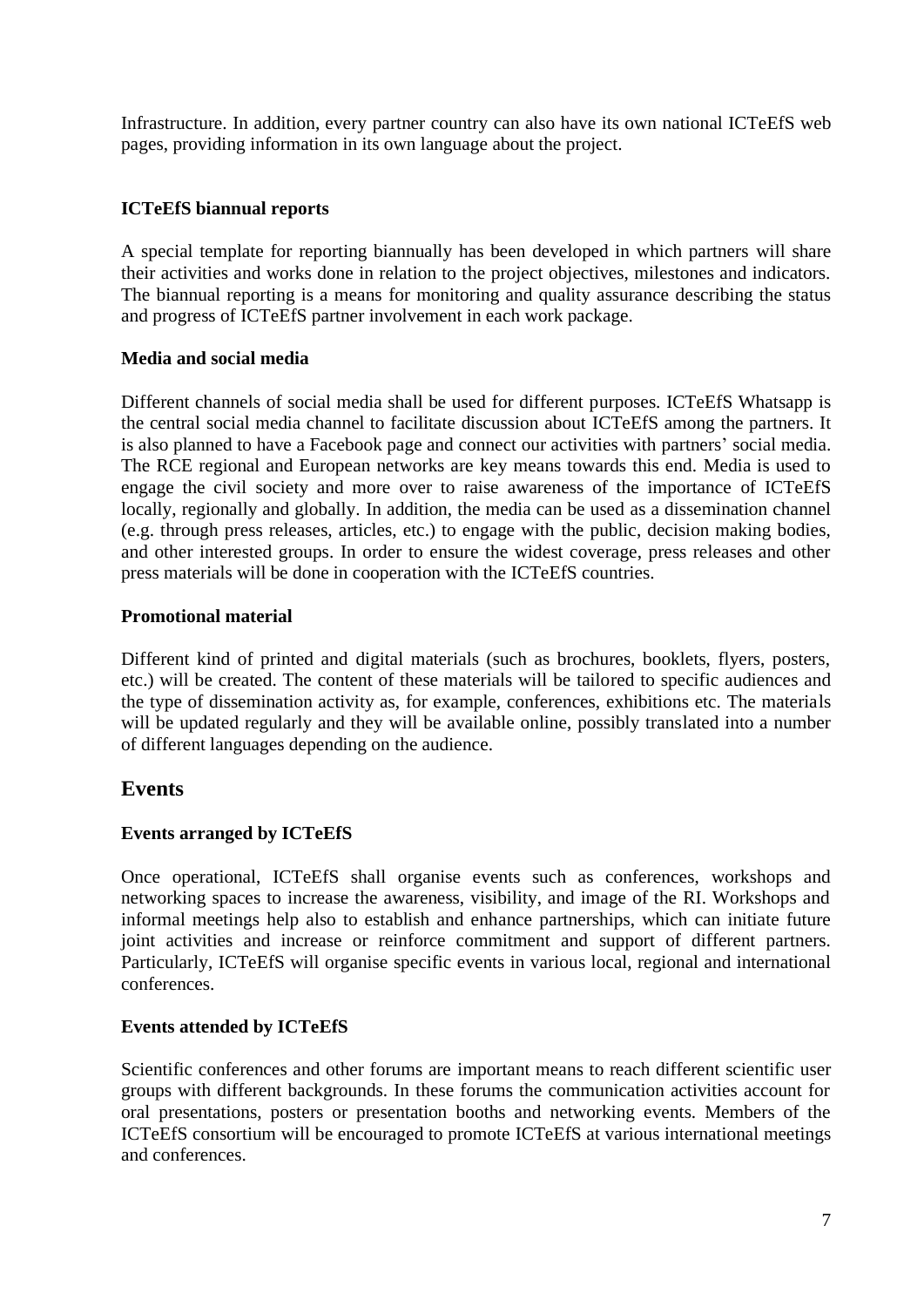Infrastructure. In addition, every partner country can also have its own national ICTeEfS web pages, providing information in its own language about the project.

### ICTeEfS biannual reports

A special template for reporting biannually has been developed in which partners will share their activities and works done in relation to the project objectives, milestones and indicators. The biannual reporting is a means for monitoring and quality assurance describing the status and progress of ICTeEfS partner involvement in each work package.

### Media and social media

Different channels of social media shall be used for different purposes. ICTeEfS Whatsapp is the central social media channel to facilitate discussion about ICTeEfS among the partners. It is also planned to have a Facebook page and connect our activities with partners' social media. The RCE regional and European networks are key means towards this end. Media is used to engage the civil society and more over to raise awareness of the importance of ICTeEfS locally, regionally and globally. In addition, the media can be used as a dissemination channel (e.g. through press releases, articles, etc.) to engage with the public, decision making bodies, and other interested groups. In order to ensure the widest coverage, press releases and other press materials will be done in cooperation with the ICTeEfS countries.

### Promotional material

Different kind of printed and digital materials (such as brochures, booklets, flyers, posters, etc.) will be created. The content of these materials will be tailored to specific audiences and the type of dissemination activity as, for example, conferences, exhibitions etc. The materials will be updated regularly and they will be available online, possibly translated into a number of different languages depending on the audience.

## Events

### Events arranged by ICTeEfS

Once operational, ICTeEfS shall organise events such as conferences, workshops and networking spaces to increase the awareness, visibility, and image of the RI. Workshops and informal meetings help also to establish and enhance partnerships, which can initiate future joint activities and increase or reinforce commitment and support of different partners. Particularly, ICTeEfS will organise specific events in various local, regional and international conferences.

### Events attended by ICTeEfS

Scientific conferences and other forums are important means to reach different scientific user groups with different backgrounds. In these forums the communication activities account for oral presentations, posters or presentation booths and networking events. Members of the ICTeEfS consortium will be encouraged to promote ICTeEfS at various international meetings and conferences.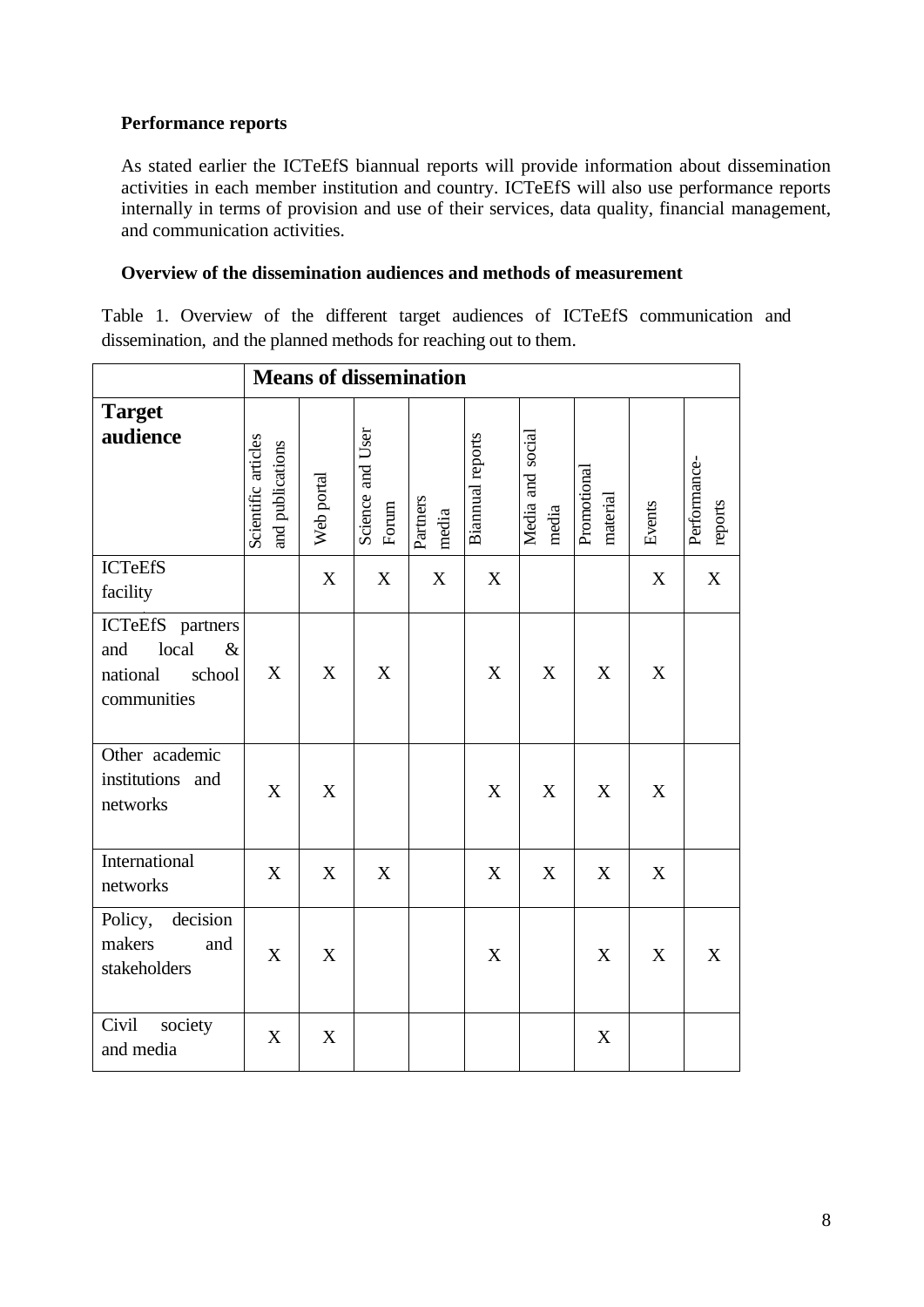**Performance reports**

As stated earlier the ICTeEfS biannual reports will provide information about dissemination activities in each member institution and country. ICTeEfS will also use performance reports internally in terms of provision and use of their services, data quality, financial management, and communication activities.

**Overview of the dissemination audiences and methods of measurement**

Table 1. Overview of the different target audiences of ICTeEfS communication and dissemination, and the planned methods for reaching out to them.

| | **Means of dissemination** | | | | | | | | |
|---|---|---|---|---|---|---|---|---|---|
| **Target audience** | Scientific articles and publications | Web portal | Science and User Forum | Partners media | Biannual reports | Media and social media | Promotional material | Events | Performance-reports |
| ICTeEfS facility | | X | X | X | X | | | X | X |
| ICTeEfS partners and local & national school communities | X | X | X | | X | X | X | X | |
| Other academic institutions and networks | X | X | | | X | X | X | X | |
| International networks | X | X | X | | X | X | X | X | |
| Policy, decision makers and stakeholders | X | X | | | X | | X | X | X |
| Civil society and media | X | X | | | | | X | | |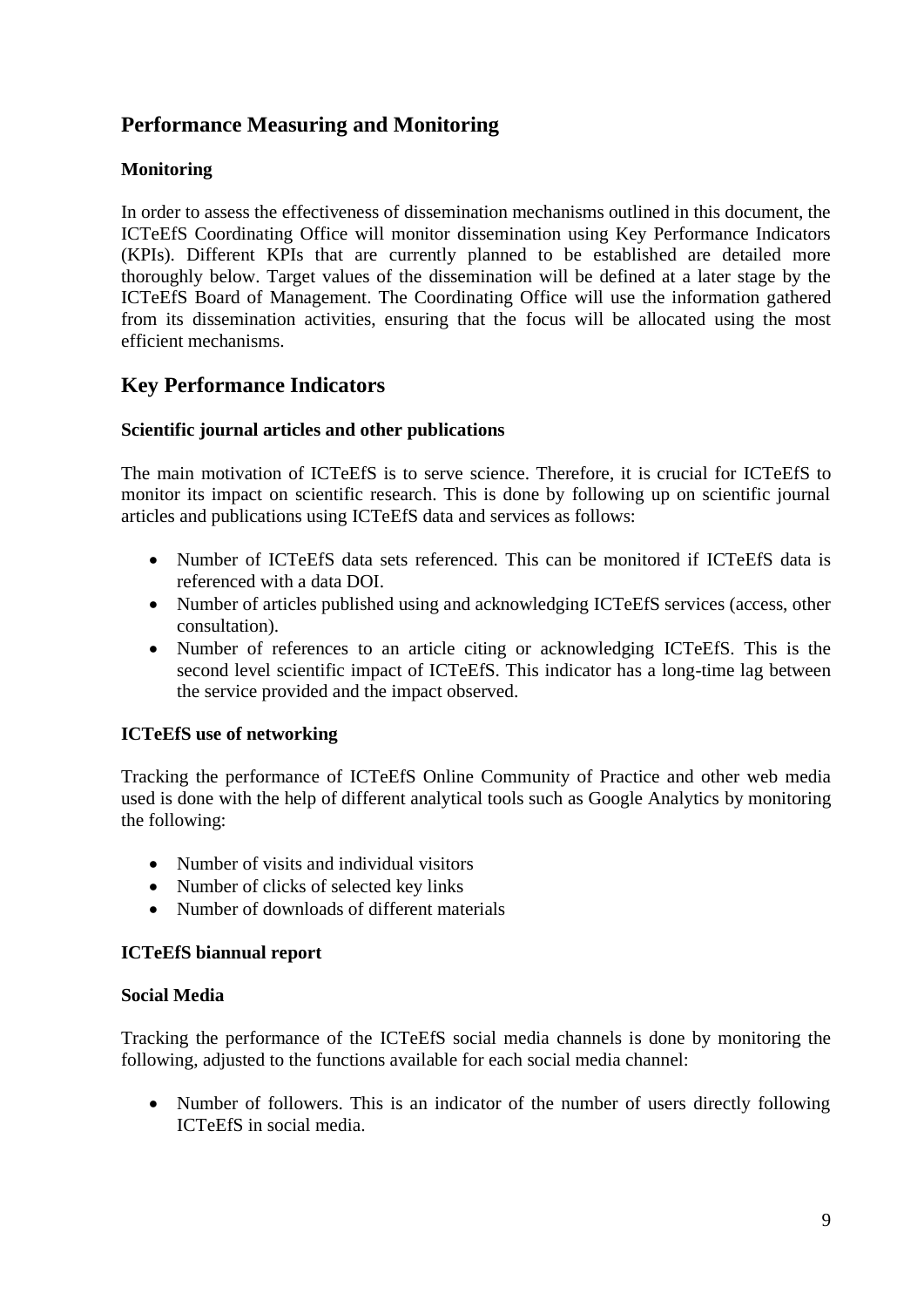## Performance Measuring and Monitoring

### Monitoring

In order to assess the effectiveness of dissemination mechanisms outlined in this document, the ICTeEfS Coordinating Office will monitor dissemination using Key Performance Indicators (KPIs). Different KPIs that are currently planned to be established are detailed more thoroughly below. Target values of the dissemination will be defined at a later stage by the ICTeEfS Board of Management. The Coordinating Office will use the information gathered from its dissemination activities, ensuring that the focus will be allocated using the most efficient mechanisms.

## Key Performance Indicators

### Scientific journal articles and other publications

The main motivation of ICTeEfS is to serve science. Therefore, it is crucial for ICTeEfS to monitor its impact on scientific research. This is done by following up on scientific journal articles and publications using ICTeEfS data and services as follows:

- Number of ICTeEfS data sets referenced. This can be monitored if ICTeEfS data is referenced with a data DOI.
- Number of articles published using and acknowledging ICTeEfS services (access, other consultation).
- Number of references to an article citing or acknowledging ICTeEfS. This is the second level scientific impact of ICTeEfS. This indicator has a long-time lag between the service provided and the impact observed.

### ICTeEfS use of networking

Tracking the performance of ICTeEfS Online Community of Practice and other web media used is done with the help of different analytical tools such as Google Analytics by monitoring the following:

- Number of visits and individual visitors
- Number of clicks of selected key links
- Number of downloads of different materials

### ICTeEfS biannual report

### Social Media

Tracking the performance of the ICTeEfS social media channels is done by monitoring the following, adjusted to the functions available for each social media channel:

- Number of followers. This is an indicator of the number of users directly following ICTeEfS in social media.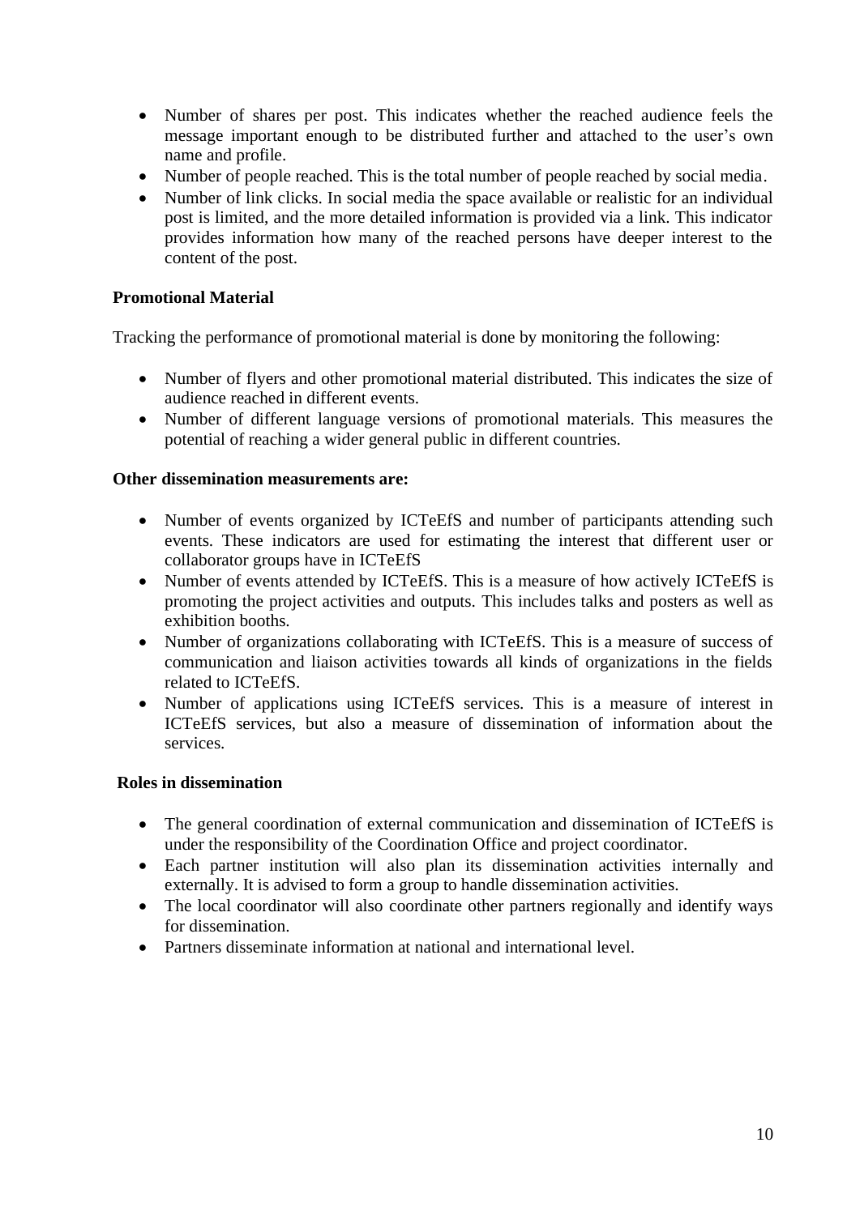- Number of shares per post. This indicates whether the reached audience feels the message important enough to be distributed further and attached to the user's own name and profile.
- Number of people reached. This is the total number of people reached by social media.
- Number of link clicks. In social media the space available or realistic for an individual post is limited, and the more detailed information is provided via a link. This indicator provides information how many of the reached persons have deeper interest to the content of the post.

**Promotional Material**

Tracking the performance of promotional material is done by monitoring the following:

- Number of flyers and other promotional material distributed. This indicates the size of audience reached in different events.
- Number of different language versions of promotional materials. This measures the potential of reaching a wider general public in different countries.

**Other dissemination measurements are:**

- Number of events organized by ICTeEfS and number of participants attending such events. These indicators are used for estimating the interest that different user or collaborator groups have in ICTeEfS
- Number of events attended by ICTeEfS. This is a measure of how actively ICTeEfS is promoting the project activities and outputs. This includes talks and posters as well as exhibition booths.
- Number of organizations collaborating with ICTeEfS. This is a measure of success of communication and liaison activities towards all kinds of organizations in the fields related to ICTeEfS.
- Number of applications using ICTeEfS services. This is a measure of interest in ICTeEfS services, but also a measure of dissemination of information about the services.

**Roles in dissemination**

- The general coordination of external communication and dissemination of ICTeEfS is under the responsibility of the Coordination Office and project coordinator.
- Each partner institution will also plan its dissemination activities internally and externally. It is advised to form a group to handle dissemination activities.
- The local coordinator will also coordinate other partners regionally and identify ways for dissemination.
- Partners disseminate information at national and international level.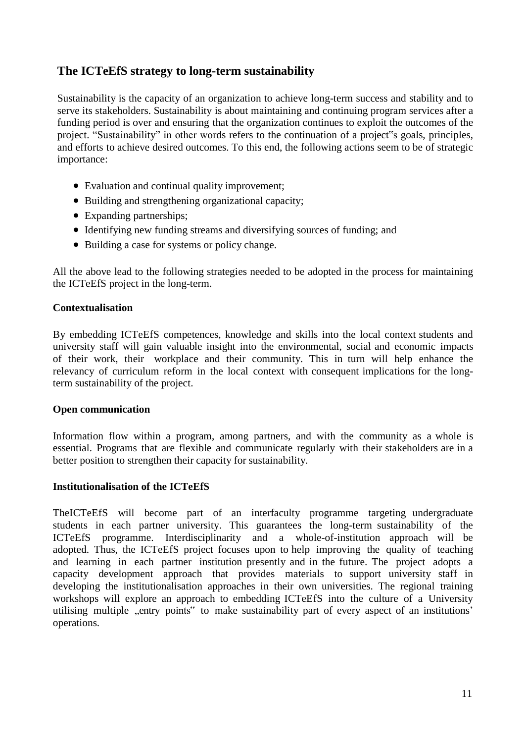## The ICTeEfS strategy to long-term sustainability

Sustainability is the capacity of an organization to achieve long-term success and stability and to serve its stakeholders. Sustainability is about maintaining and continuing program services after a funding period is over and ensuring that the organization continues to exploit the outcomes of the project. "Sustainability" in other words refers to the continuation of a project‟s goals, principles, and efforts to achieve desired outcomes. To this end, the following actions seem to be of strategic importance:

- Evaluation and continual quality improvement;
- Building and strengthening organizational capacity;
- Expanding partnerships;
- Identifying new funding streams and diversifying sources of funding; and
- Building a case for systems or policy change.

All the above lead to the following strategies needed to be adopted in the process for maintaining the ICTeEfS project in the long-term.

**Contextualisation**

By embedding ICTeEfS competences, knowledge and skills into the local context students and university staff will gain valuable insight into the environmental, social and economic impacts of their work, their workplace and their community. This in turn will help enhance the relevancy of curriculum reform in the local context with consequent implications for the long-term sustainability of the project.

**Open communication**

Information flow within a program, among partners, and with the community as a whole is essential. Programs that are flexible and communicate regularly with their stakeholders are in a better position to strengthen their capacity for sustainability.

**Institutionalisation of the ICTeEfS**

TheICTeEfS will become part of an interfaculty programme targeting undergraduate students in each partner university. This guarantees the long-term sustainability of the ICTeEfS programme. Interdisciplinarity and a whole-of-institution approach will be adopted. Thus, the ICTeEfS project focuses upon to help improving the quality of teaching and learning in each partner institution presently and in the future. The project adopts a capacity development approach that provides materials to support university staff in developing the institutionalisation approaches in their own universities. The regional training workshops will explore an approach to embedding ICTeEfS into the culture of a University utilising multiple „entry points‟ to make sustainability part of every aspect of an institutions' operations.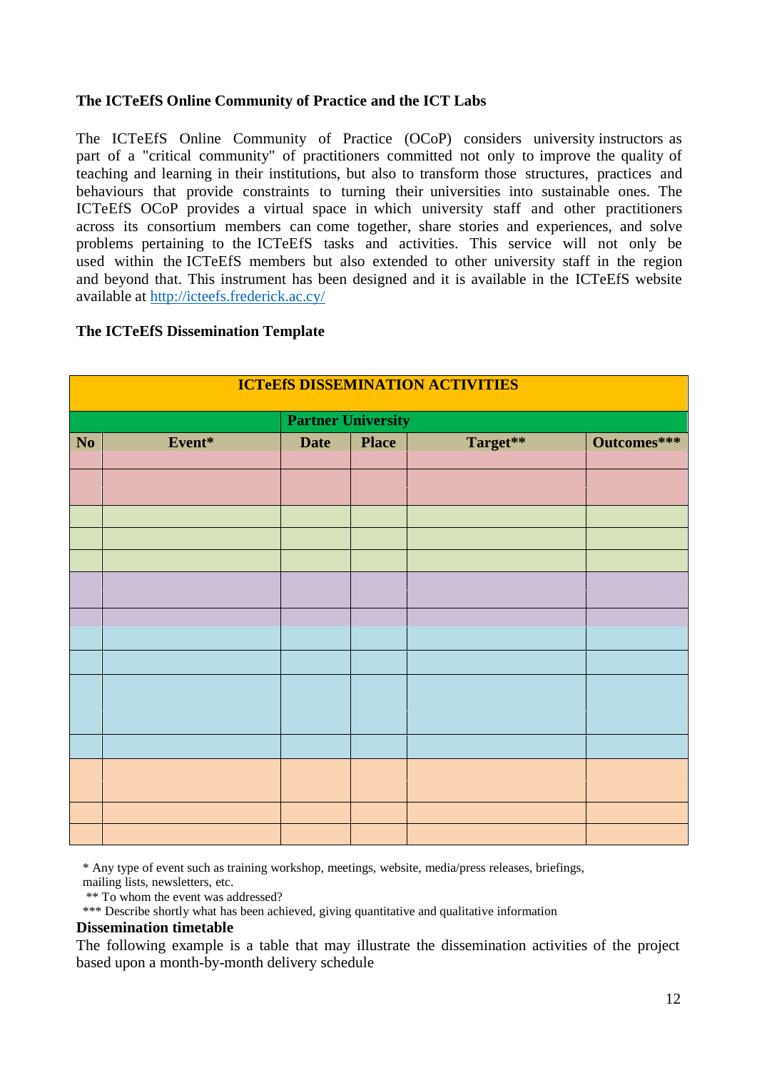**The ICTeEfS Online Community of Practice and the ICT Labs**

The ICTeEfS Online Community of Practice (OCoP) considers university instructors as part of a "critical community" of practitioners committed not only to improve the quality of teaching and learning in their institutions, but also to transform those structures, practices and behaviours that provide constraints to turning their universities into sustainable ones. The ICTeEfS OCoP provides a virtual space in which university staff and other practitioners across its consortium members can come together, share stories and experiences, and solve problems pertaining to the ICTeEfS tasks and activities. This service will not only be used within the ICTeEfS members but also extended to other university staff in the region and beyond that. This instrument has been designed and it is available in the ICTeEfS website available at http://icteefs.frederick.ac.cy/

**The ICTeEfS Dissemination Template**

| **ICTeEfS DISSEMINATION ACTIVITIES** | | | | | |
|---|---|---|---|---|---|
| | | **Partner University** | | | |
| **No** | **Event*** | **Date** | **Place** | **Target**** | **Outcomes***** |
| | | | | | |
| | | | | | |
| | | | | | |
| | | | | | |
| | | | | | |
| | | | | | |
| | | | | | |
| | | | | | |
| | | | | | |
| | | | | | |
| | | | | | |
| | | | | | |
| | | | | | |
| | | | | | |

\* Any type of event such as training workshop, meetings, website, media/press releases, briefings, mailing lists, newsletters, etc.

** To whom the event was addressed?

*** Describe shortly what has been achieved, giving quantitative and qualitative information

**Dissemination timetable**

The following example is a table that may illustrate the dissemination activities of the project based upon a month-by-month delivery schedule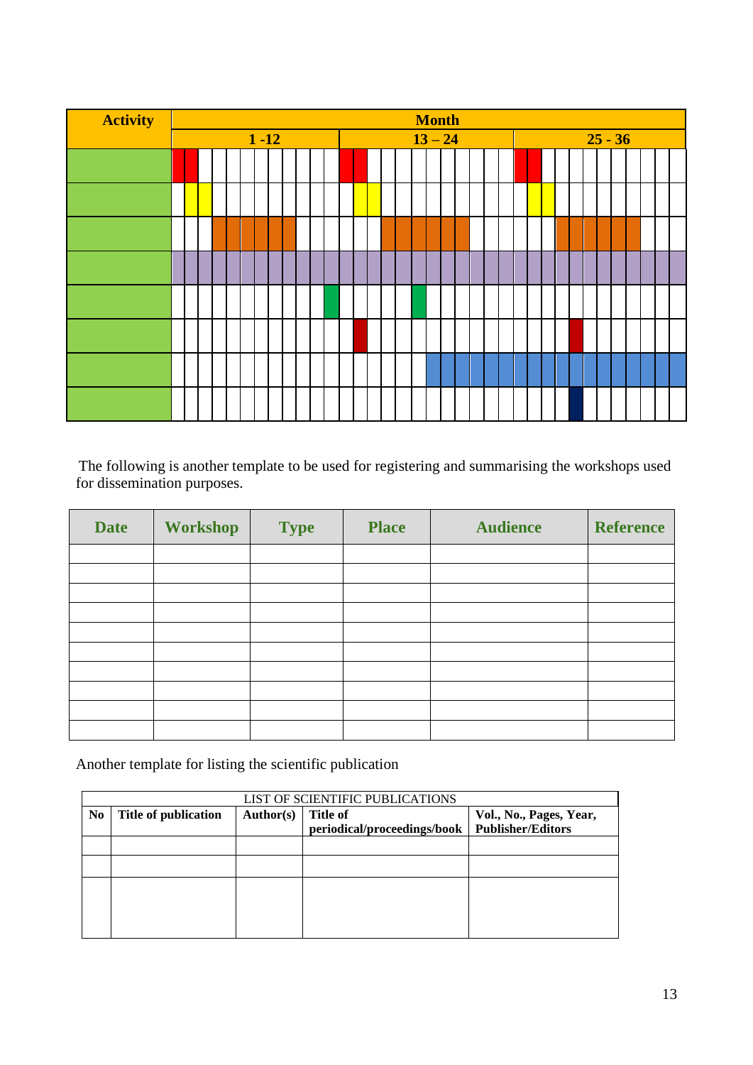Activity

Month

1 -12

13 – 24

25 - 36

The following is another template to be used for registering and summarising the workshops used for dissemination purposes.

| Date | Workshop | Type | Place | Audience | Reference |
| --- | --- | --- | --- | --- | --- |
| | | | | | |
| | | | | | |
| | | | | | |
| | | | | | |
| | | | | | |
| | | | | | |
| | | | | | |
| | | | | | |
| | | | | | |
| | | | | | |

Another template for listing the scientific publication

| LIST OF SCIENTIFIC PUBLICATIONS | | | | |
| --- | --- | --- | --- | --- |
| **No** | **Title of publication** | **Author(s)** | **Title of periodical/proceedings/book** | **Vol., No., Pages, Year, Publisher/Editors** |
| | | | | |
| | | | | |
| | | | | |